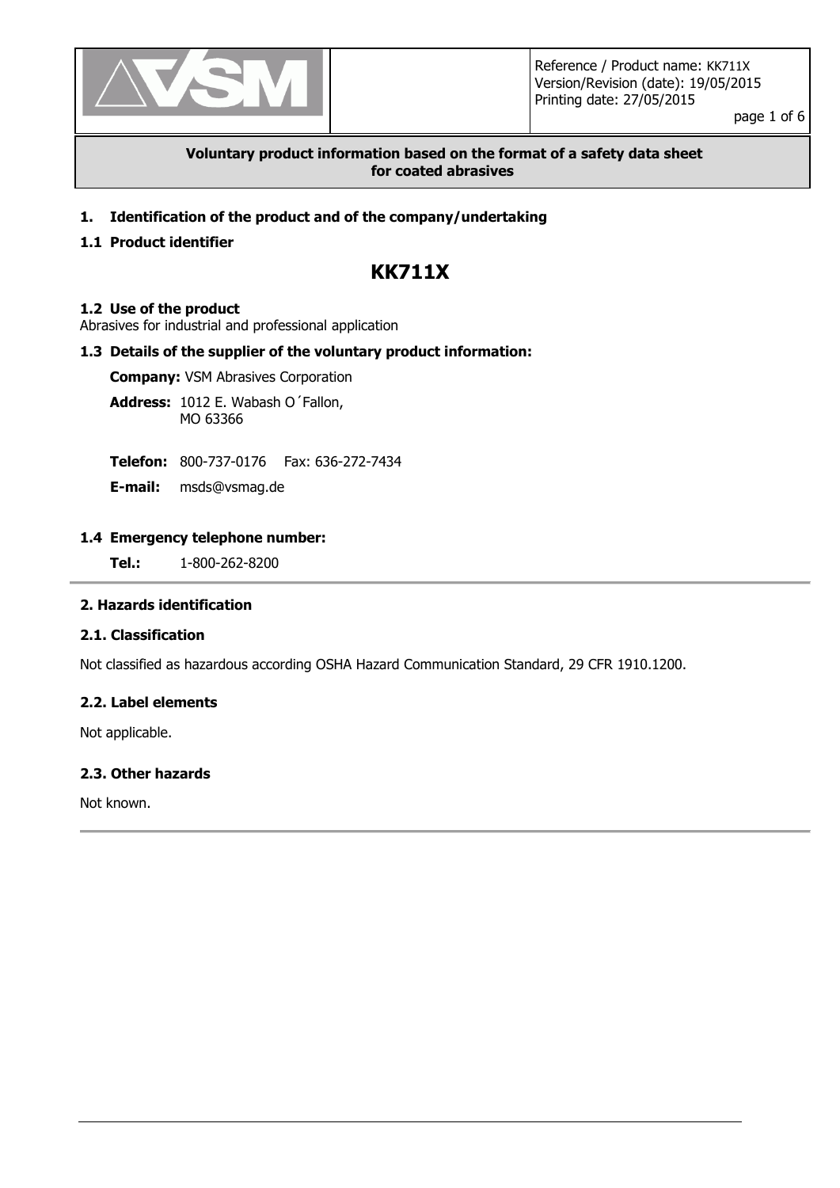Reference / Product name: KK711X
Version/Revision (date): 19/05/2015
Printing date: 27/05/2015

**Voluntary product information based on the format of a safety data sheet for coated abrasives**

## 1. Identification of the product and of the company/undertaking

### 1.1 Product identifier

# KK711X

### 1.2 Use of the product

Abrasives for industrial and professional application

### 1.3 Details of the supplier of the voluntary product information:

**Company:** VSM Abrasives Corporation

**Address:** 1012 E. Wabash O´Fallon,
MO 63366

**Telefon:** 800-737-0176 Fax: 636-272-7434

**E-mail:** msds@vsmag.de

### 1.4 Emergency telephone number:

**Tel.:** 1-800-262-8200

## 2. Hazards identification

### 2.1. Classification

Not classified as hazardous according OSHA Hazard Communication Standard, 29 CFR 1910.1200.

### 2.2. Label elements

Not applicable.

### 2.3. Other hazards

Not known.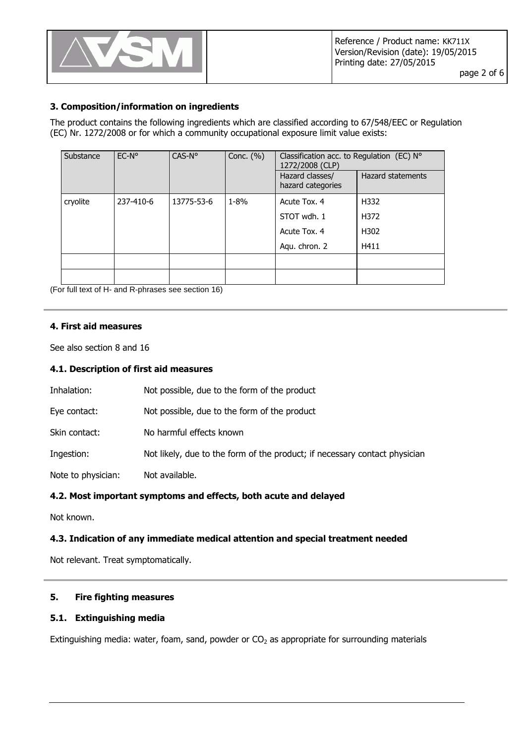## 3. Composition/information on ingredients

The product contains the following ingredients which are classified according to 67/548/EEC or Regulation (EC) Nr. 1272/2008 or for which a community occupational exposure limit value exists:

| Substance | EC-N° | CAS-N° | Conc. (%) | Classification acc. to Regulation (EC) N° 1272/2008 (CLP) | |
|---|---|---|---|---|---|
| | | | | Hazard classes/ hazard categories | Hazard statements |
| cryolite | 237-410-6 | 13775-53-6 | 1-8% | Acute Tox. 4 | H332 |
| | | | | STOT wdh. 1 | H372 |
| | | | | Acute Tox. 4 | H302 |
| | | | | Aqu. chron. 2 | H411 |
| | | | | | |
| | | | | | |

(For full text of H- and R-phrases see section 16)

## 4. First aid measures

See also section 8 and 16

### 4.1. Description of first aid measures

Inhalation: Not possible, due to the form of the product

Eye contact: Not possible, due to the form of the product

Skin contact: No harmful effects known

Ingestion: Not likely, due to the form of the product; if necessary contact physician

Note to physician: Not available.

### 4.2. Most important symptoms and effects, both acute and delayed

Not known.

### 4.3. Indication of any immediate medical attention and special treatment needed

Not relevant. Treat symptomatically.

## 5. Fire fighting measures

### 5.1. Extinguishing media

Extinguishing media: water, foam, sand, powder or $CO_2$ as appropriate for surrounding materials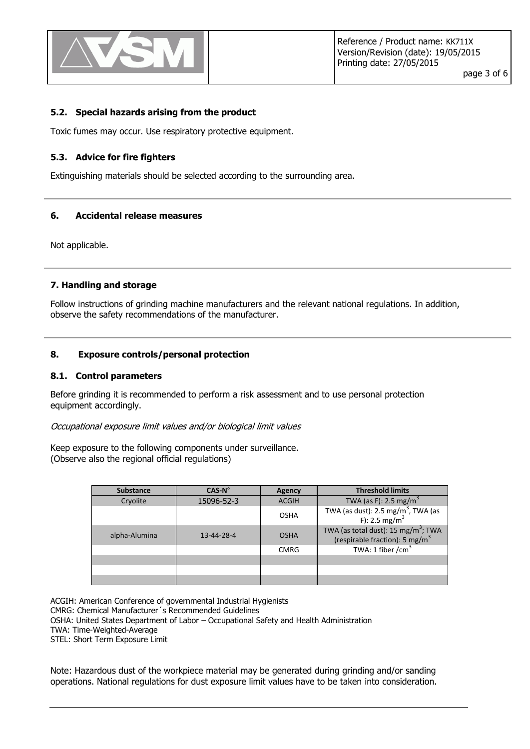### 5.2. Special hazards arising from the product

Toxic fumes may occur. Use respiratory protective equipment.

### 5.3. Advice for fire fighters

Extinguishing materials should be selected according to the surrounding area.

## 6. Accidental release measures

Not applicable.

## 7. Handling and storage

Follow instructions of grinding machine manufacturers and the relevant national regulations. In addition, observe the safety recommendations of the manufacturer.

## 8. Exposure controls/personal protection

### 8.1. Control parameters

Before grinding it is recommended to perform a risk assessment and to use personal protection equipment accordingly.

*Occupational exposure limit values and/or biological limit values*

Keep exposure to the following components under surveillance.
(Observe also the regional official regulations)

| Substance | CAS-N° | Agency | Threshold limits |
|---|---|---|---|
| Cryolite | 15096-52-3 | ACGIH | TWA (as F): 2.5 mg/m$^3$ |
| | | OSHA | TWA (as dust): 2.5 mg/m$^3$, TWA (as F): 2.5 mg/m$^3$ |
| alpha-Alumina | 13-44-28-4 | OSHA | TWA (as total dust): 15 mg/m$^3$; TWA (respirable fraction): 5 mg/m$^3$ |
| | | CMRG | TWA: 1 fiber /cm$^3$ |
| | | | |
| | | | |
| | | | |

ACGIH: American Conference of governmental Industrial Hygienists
CMRG: Chemical Manufacturer´s Recommended Guidelines
OSHA: United States Department of Labor – Occupational Safety and Health Administration
TWA: Time-Weighted-Average
STEL: Short Term Exposure Limit

Note: Hazardous dust of the workpiece material may be generated during grinding and/or sanding operations. National regulations for dust exposure limit values have to be taken into consideration.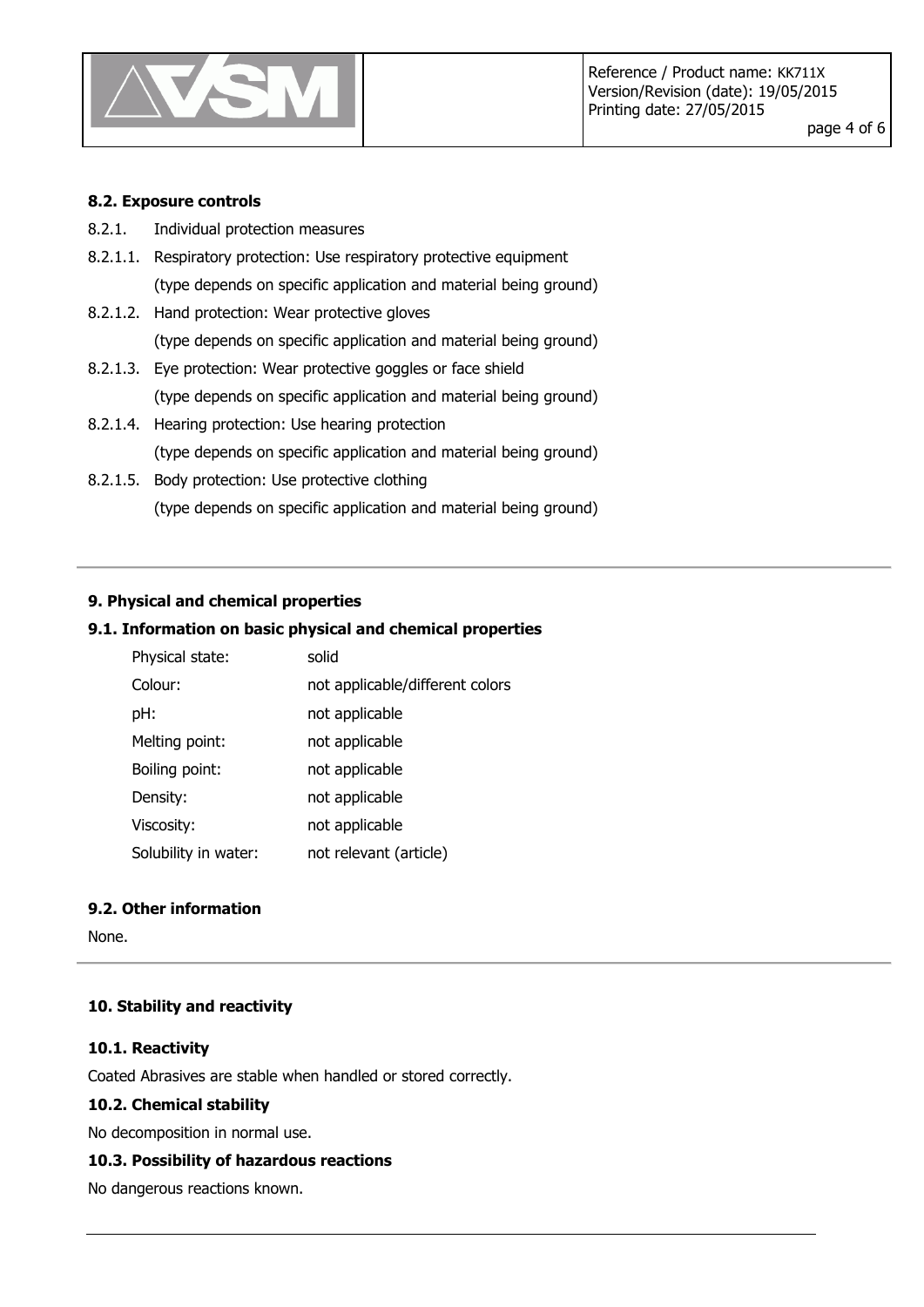### 8.2. Exposure controls

8.2.1. Individual protection measures

8.2.1.1. Respiratory protection: Use respiratory protective equipment (type depends on specific application and material being ground)

8.2.1.2. Hand protection: Wear protective gloves (type depends on specific application and material being ground)

8.2.1.3. Eye protection: Wear protective goggles or face shield (type depends on specific application and material being ground)

8.2.1.4. Hearing protection: Use hearing protection (type depends on specific application and material being ground)

8.2.1.5. Body protection: Use protective clothing (type depends on specific application and material being ground)

---

## 9. Physical and chemical properties

### 9.1. Information on basic physical and chemical properties

| | |
|---|---|
| Physical state: | solid |
| Colour: | not applicable/different colors |
| pH: | not applicable |
| Melting point: | not applicable |
| Boiling point: | not applicable |
| Density: | not applicable |
| Viscosity: | not applicable |
| Solubility in water: | not relevant (article) |

### 9.2. Other information

None.

---

## 10. Stability and reactivity

### 10.1. Reactivity

Coated Abrasives are stable when handled or stored correctly.

### 10.2. Chemical stability

No decomposition in normal use.

### 10.3. Possibility of hazardous reactions

No dangerous reactions known.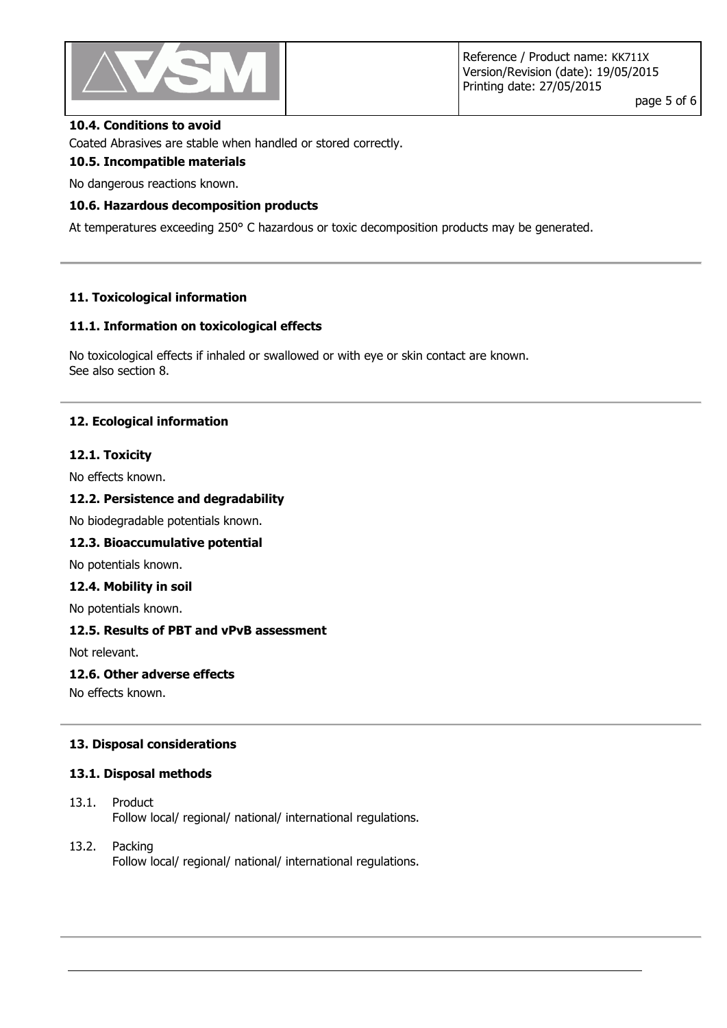### 10.4. Conditions to avoid

Coated Abrasives are stable when handled or stored correctly.

### 10.5. Incompatible materials

No dangerous reactions known.

### 10.6. Hazardous decomposition products

At temperatures exceeding 250° C hazardous or toxic decomposition products may be generated.

## 11. Toxicological information

### 11.1. Information on toxicological effects

No toxicological effects if inhaled or swallowed or with eye or skin contact are known.
See also section 8.

## 12. Ecological information

### 12.1. Toxicity

No effects known.

### 12.2. Persistence and degradability

No biodegradable potentials known.

### 12.3. Bioaccumulative potential

No potentials known.

### 12.4. Mobility in soil

No potentials known.

### 12.5. Results of PBT and vPvB assessment

Not relevant.

### 12.6. Other adverse effects

No effects known.

## 13. Disposal considerations

### 13.1. Disposal methods

13.1. Product
Follow local/ regional/ national/ international regulations.

13.2. Packing
Follow local/ regional/ national/ international regulations.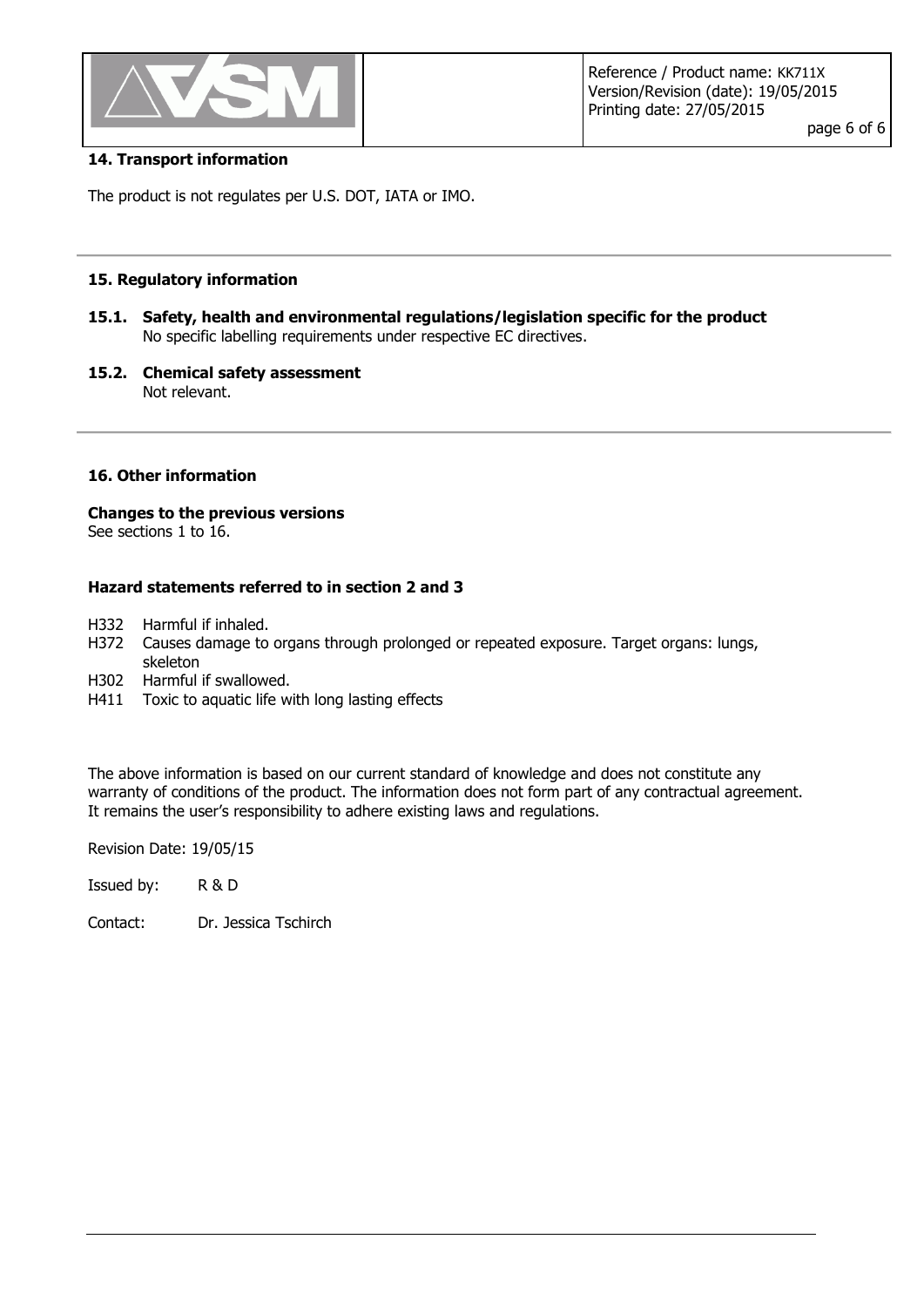## 14. Transport information

The product is not regulates per U.S. DOT, IATA or IMO.

## 15. Regulatory information

### 15.1. Safety, health and environmental regulations/legislation specific for the product

No specific labelling requirements under respective EC directives.

### 15.2. Chemical safety assessment

Not relevant.

## 16. Other information

**Changes to the previous versions**

See sections 1 to 16.

**Hazard statements referred to in section 2 and 3**

- H332 Harmful if inhaled.
- H372 Causes damage to organs through prolonged or repeated exposure. Target organs: lungs, skeleton
- H302 Harmful if swallowed.
- H411 Toxic to aquatic life with long lasting effects

The above information is based on our current standard of knowledge and does not constitute any warranty of conditions of the product. The information does not form part of any contractual agreement. It remains the user's responsibility to adhere existing laws and regulations.

Revision Date: 19/05/15

Issued by: R & D

Contact: Dr. Jessica Tschirch